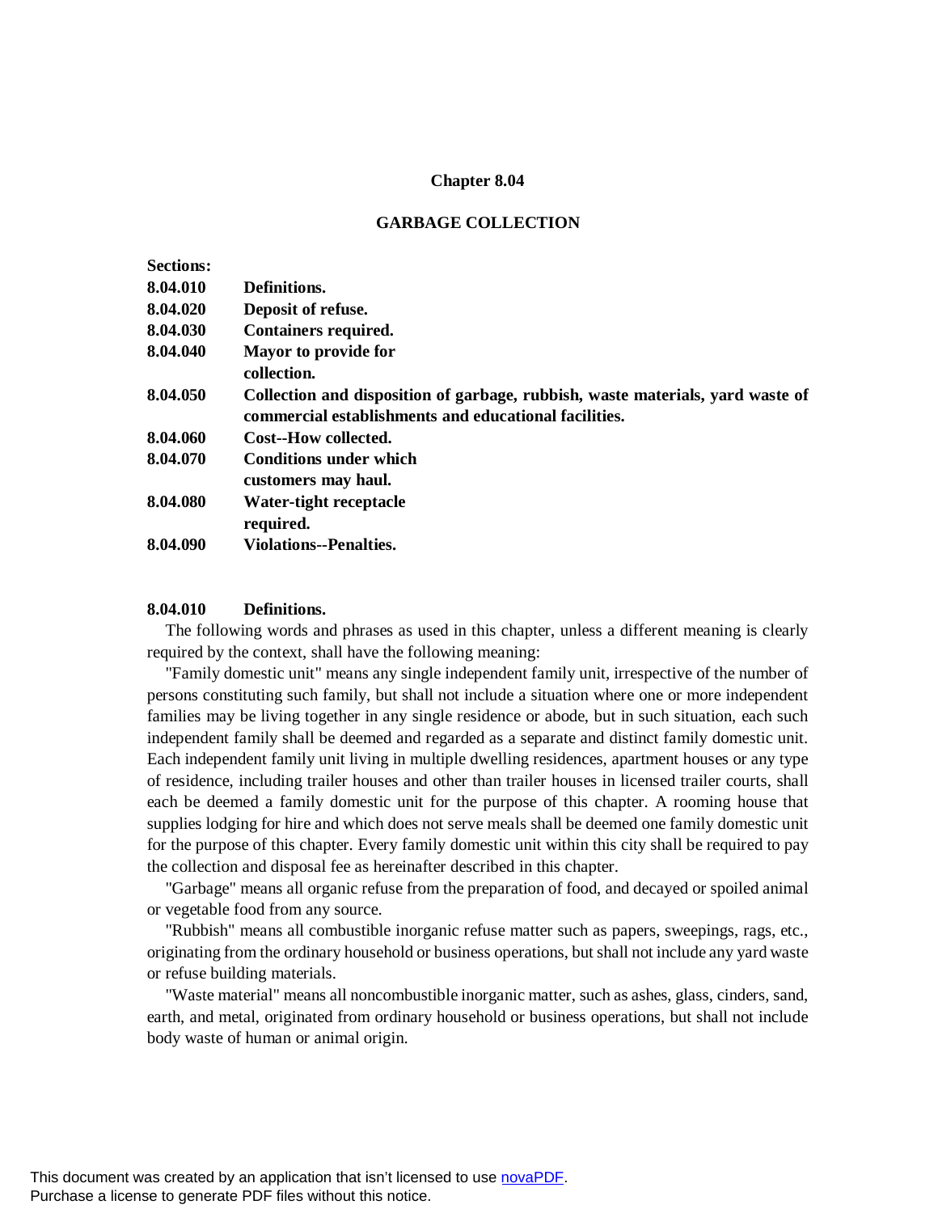# Chapter 8.04

## GARBAGE COLLECTION

**Sections:**

| | |
|---|---|
| **8.04.010** | **Definitions.** |
| **8.04.020** | **Deposit of refuse.** |
| **8.04.030** | **Containers required.** |
| **8.04.040** | **Mayor to provide for collection.** |
| **8.04.050** | **Collection and disposition of garbage, rubbish, waste materials, yard waste of commercial establishments and educational facilities.** |
| **8.04.060** | **Cost--How collected.** |
| **8.04.070** | **Conditions under which customers may haul.** |
| **8.04.080** | **Water-tight receptacle required.** |
| **8.04.090** | **Violations--Penalties.** |

### 8.04.010 Definitions.

The following words and phrases as used in this chapter, unless a different meaning is clearly required by the context, shall have the following meaning:

"Family domestic unit" means any single independent family unit, irrespective of the number of persons constituting such family, but shall not include a situation where one or more independent families may be living together in any single residence or abode, but in such situation, each such independent family shall be deemed and regarded as a separate and distinct family domestic unit. Each independent family unit living in multiple dwelling residences, apartment houses or any type of residence, including trailer houses and other than trailer houses in licensed trailer courts, shall each be deemed a family domestic unit for the purpose of this chapter. A rooming house that supplies lodging for hire and which does not serve meals shall be deemed one family domestic unit for the purpose of this chapter. Every family domestic unit within this city shall be required to pay the collection and disposal fee as hereinafter described in this chapter.

"Garbage" means all organic refuse from the preparation of food, and decayed or spoiled animal or vegetable food from any source.

"Rubbish" means all combustible inorganic refuse matter such as papers, sweepings, rags, etc., originating from the ordinary household or business operations, but shall not include any yard waste or refuse building materials.

"Waste material" means all noncombustible inorganic matter, such as ashes, glass, cinders, sand, earth, and metal, originated from ordinary household or business operations, but shall not include body waste of human or animal origin.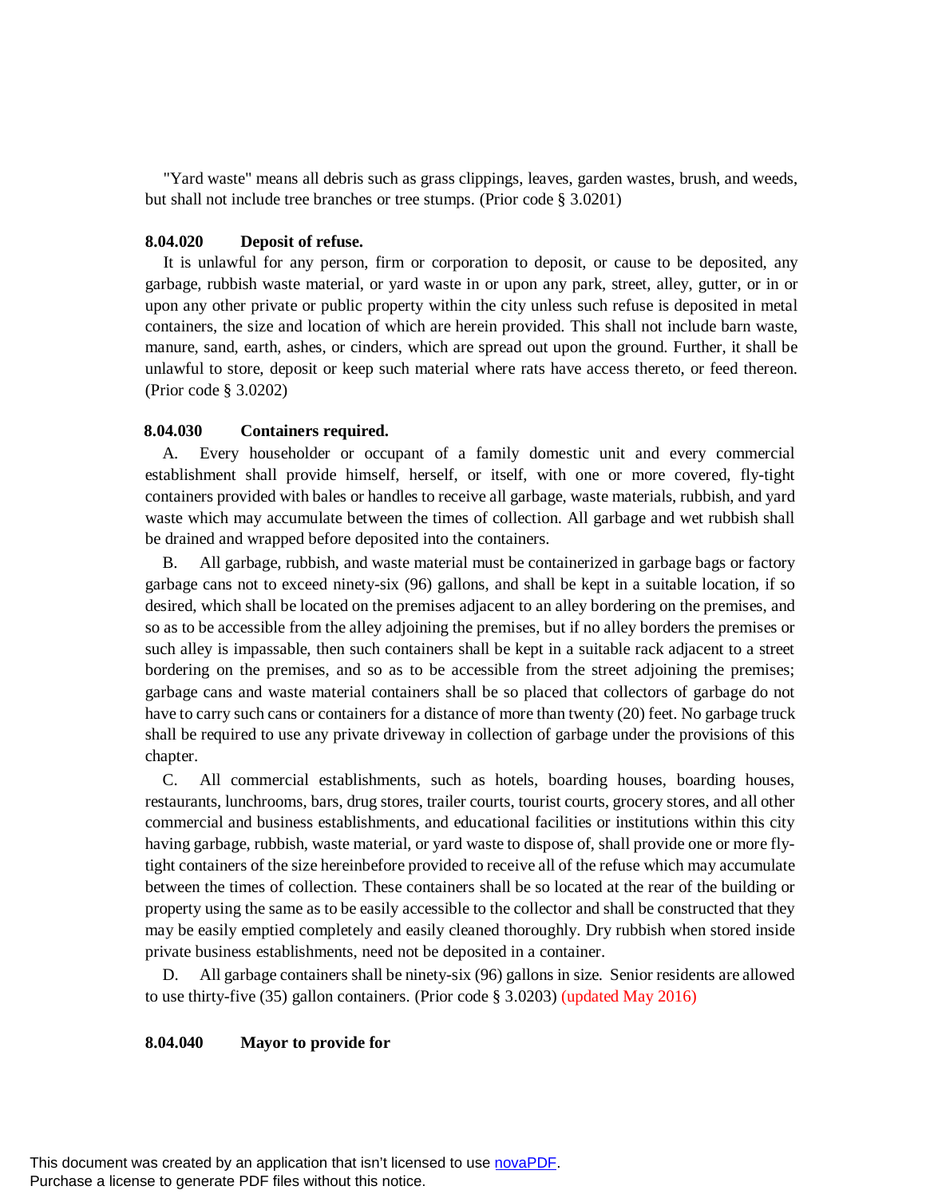"Yard waste" means all debris such as grass clippings, leaves, garden wastes, brush, and weeds, but shall not include tree branches or tree stumps. (Prior code § 3.0201)

**8.04.020 Deposit of refuse.**

It is unlawful for any person, firm or corporation to deposit, or cause to be deposited, any garbage, rubbish waste material, or yard waste in or upon any park, street, alley, gutter, or in or upon any other private or public property within the city unless such refuse is deposited in metal containers, the size and location of which are herein provided. This shall not include barn waste, manure, sand, earth, ashes, or cinders, which are spread out upon the ground. Further, it shall be unlawful to store, deposit or keep such material where rats have access thereto, or feed thereon. (Prior code § 3.0202)

**8.04.030 Containers required.**

A. Every householder or occupant of a family domestic unit and every commercial establishment shall provide himself, herself, or itself, with one or more covered, fly-tight containers provided with bales or handles to receive all garbage, waste materials, rubbish, and yard waste which may accumulate between the times of collection. All garbage and wet rubbish shall be drained and wrapped before deposited into the containers.

B. All garbage, rubbish, and waste material must be containerized in garbage bags or factory garbage cans not to exceed ninety-six (96) gallons, and shall be kept in a suitable location, if so desired, which shall be located on the premises adjacent to an alley bordering on the premises, and so as to be accessible from the alley adjoining the premises, but if no alley borders the premises or such alley is impassable, then such containers shall be kept in a suitable rack adjacent to a street bordering on the premises, and so as to be accessible from the street adjoining the premises; garbage cans and waste material containers shall be so placed that collectors of garbage do not have to carry such cans or containers for a distance of more than twenty (20) feet. No garbage truck shall be required to use any private driveway in collection of garbage under the provisions of this chapter.

C. All commercial establishments, such as hotels, boarding houses, boarding houses, restaurants, lunchrooms, bars, drug stores, trailer courts, tourist courts, grocery stores, and all other commercial and business establishments, and educational facilities or institutions within this city having garbage, rubbish, waste material, or yard waste to dispose of, shall provide one or more fly-tight containers of the size hereinbefore provided to receive all of the refuse which may accumulate between the times of collection. These containers shall be so located at the rear of the building or property using the same as to be easily accessible to the collector and shall be constructed that they may be easily emptied completely and easily cleaned thoroughly. Dry rubbish when stored inside private business establishments, need not be deposited in a container.

D. All garbage containers shall be ninety-six (96) gallons in size. Senior residents are allowed to use thirty-five (35) gallon containers. (Prior code § 3.0203) (updated May 2016)

**8.04.040 Mayor to provide for**

This document was created by an application that isn't licensed to use novaPDF.
Purchase a license to generate PDF files without this notice.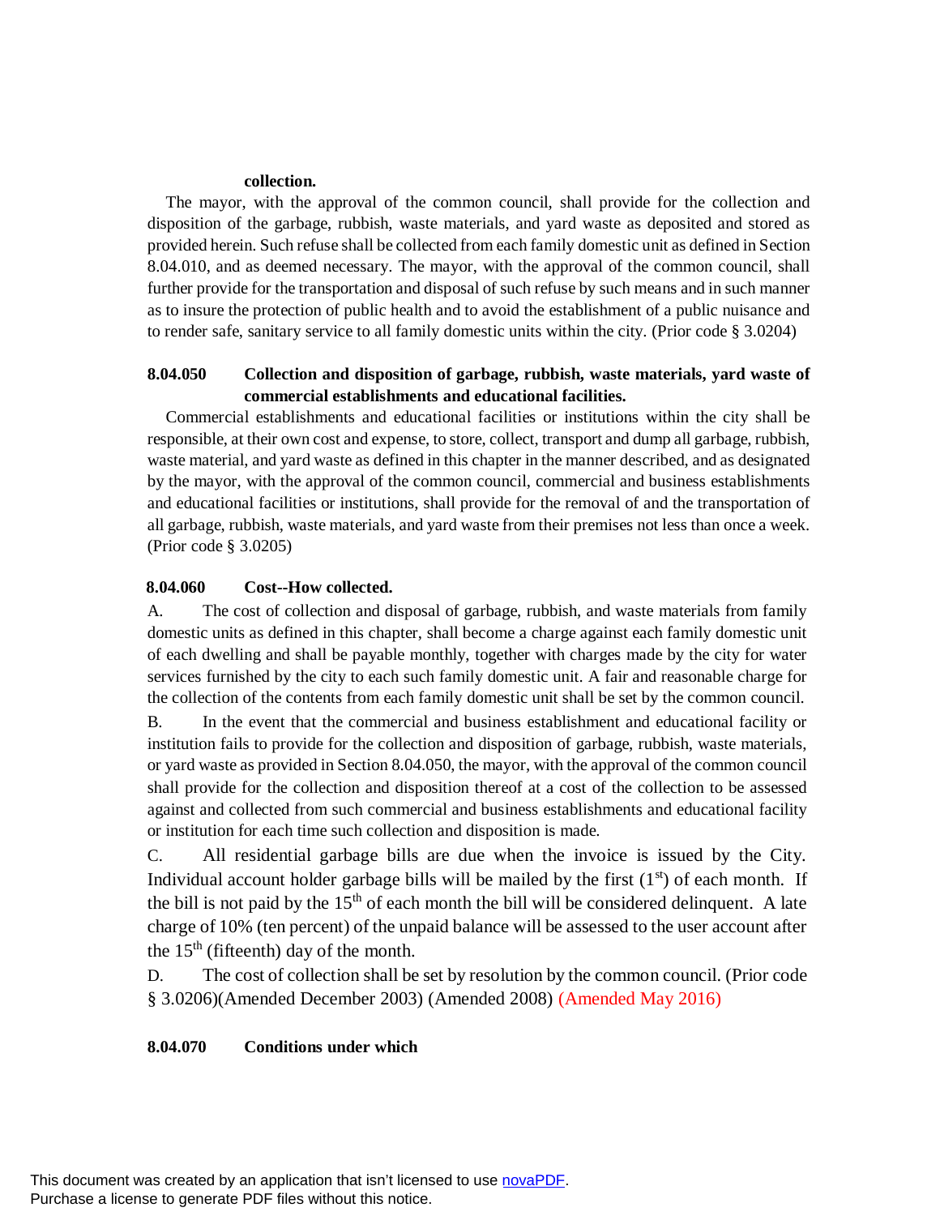**collection.**

The mayor, with the approval of the common council, shall provide for the collection and disposition of the garbage, rubbish, waste materials, and yard waste as deposited and stored as provided herein. Such refuse shall be collected from each family domestic unit as defined in Section 8.04.010, and as deemed necessary. The mayor, with the approval of the common council, shall further provide for the transportation and disposal of such refuse by such means and in such manner as to insure the protection of public health and to avoid the establishment of a public nuisance and to render safe, sanitary service to all family domestic units within the city. (Prior code § 3.0204)

**8.04.050 Collection and disposition of garbage, rubbish, waste materials, yard waste of commercial establishments and educational facilities.**

Commercial establishments and educational facilities or institutions within the city shall be responsible, at their own cost and expense, to store, collect, transport and dump all garbage, rubbish, waste material, and yard waste as defined in this chapter in the manner described, and as designated by the mayor, with the approval of the common council, commercial and business establishments and educational facilities or institutions, shall provide for the removal of and the transportation of all garbage, rubbish, waste materials, and yard waste from their premises not less than once a week. (Prior code § 3.0205)

**8.04.060 Cost--How collected.**

A. The cost of collection and disposal of garbage, rubbish, and waste materials from family domestic units as defined in this chapter, shall become a charge against each family domestic unit of each dwelling and shall be payable monthly, together with charges made by the city for water services furnished by the city to each such family domestic unit. A fair and reasonable charge for the collection of the contents from each family domestic unit shall be set by the common council.

B. In the event that the commercial and business establishment and educational facility or institution fails to provide for the collection and disposition of garbage, rubbish, waste materials, or yard waste as provided in Section 8.04.050, the mayor, with the approval of the common council shall provide for the collection and disposition thereof at a cost of the collection to be assessed against and collected from such commercial and business establishments and educational facility or institution for each time such collection and disposition is made.

C. All residential garbage bills are due when the invoice is issued by the City. Individual account holder garbage bills will be mailed by the first (1st) of each month. If the bill is not paid by the 15th of each month the bill will be considered delinquent. A late charge of 10% (ten percent) of the unpaid balance will be assessed to the user account after the 15th (fifteenth) day of the month.

D. The cost of collection shall be set by resolution by the common council. (Prior code § 3.0206)(Amended December 2003) (Amended 2008) (Amended May 2016)

**8.04.070 Conditions under which**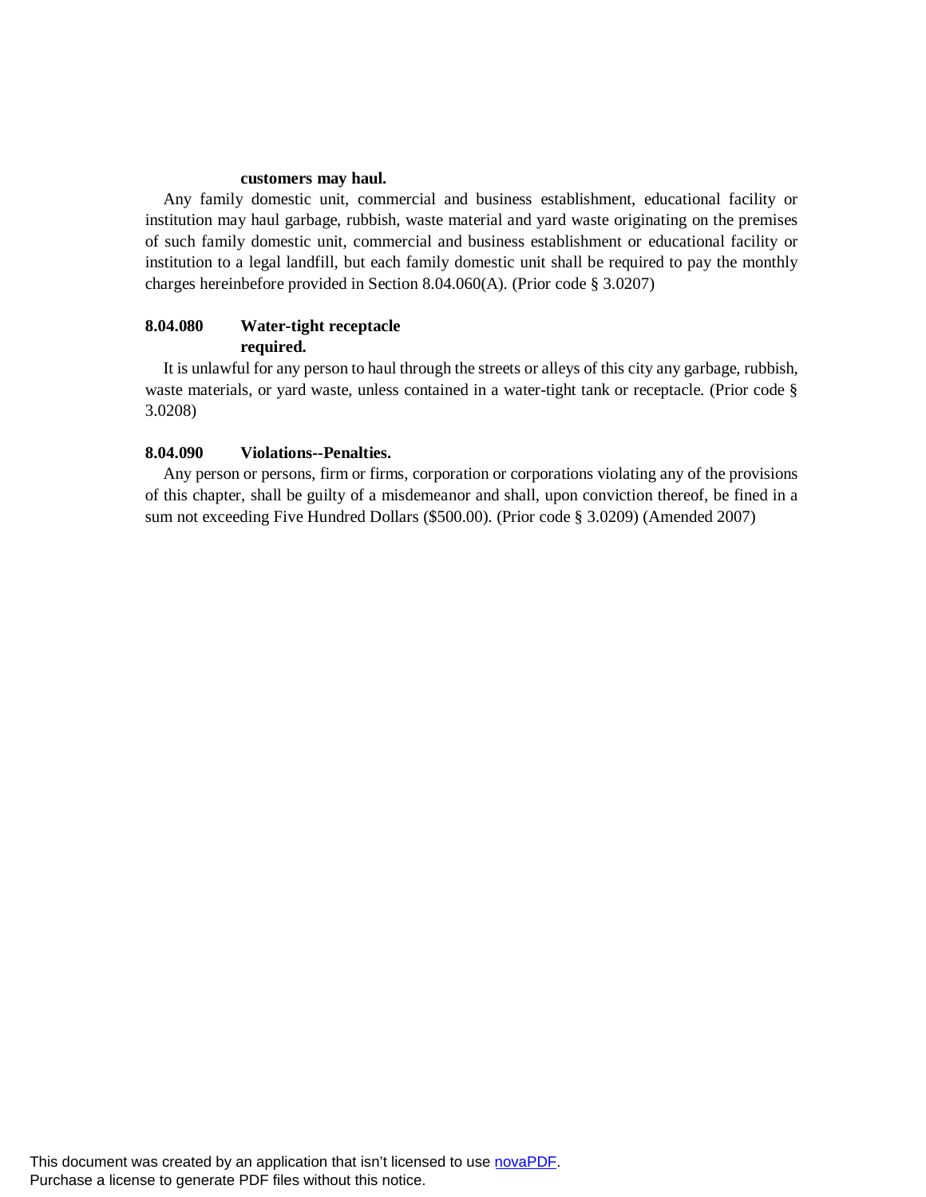**customers may haul.**

Any family domestic unit, commercial and business establishment, educational facility or institution may haul garbage, rubbish, waste material and yard waste originating on the premises of such family domestic unit, commercial and business establishment or educational facility or institution to a legal landfill, but each family domestic unit shall be required to pay the monthly charges hereinbefore provided in Section 8.04.060(A). (Prior code § 3.0207)

### 8.04.080 Water-tight receptacle required.

It is unlawful for any person to haul through the streets or alleys of this city any garbage, rubbish, waste materials, or yard waste, unless contained in a water-tight tank or receptacle. (Prior code § 3.0208)

### 8.04.090 Violations--Penalties.

Any person or persons, firm or firms, corporation or corporations violating any of the provisions of this chapter, shall be guilty of a misdemeanor and shall, upon conviction thereof, be fined in a sum not exceeding Five Hundred Dollars ($500.00). (Prior code § 3.0209) (Amended 2007)

This document was created by an application that isn't licensed to use novaPDF.
Purchase a license to generate PDF files without this notice.